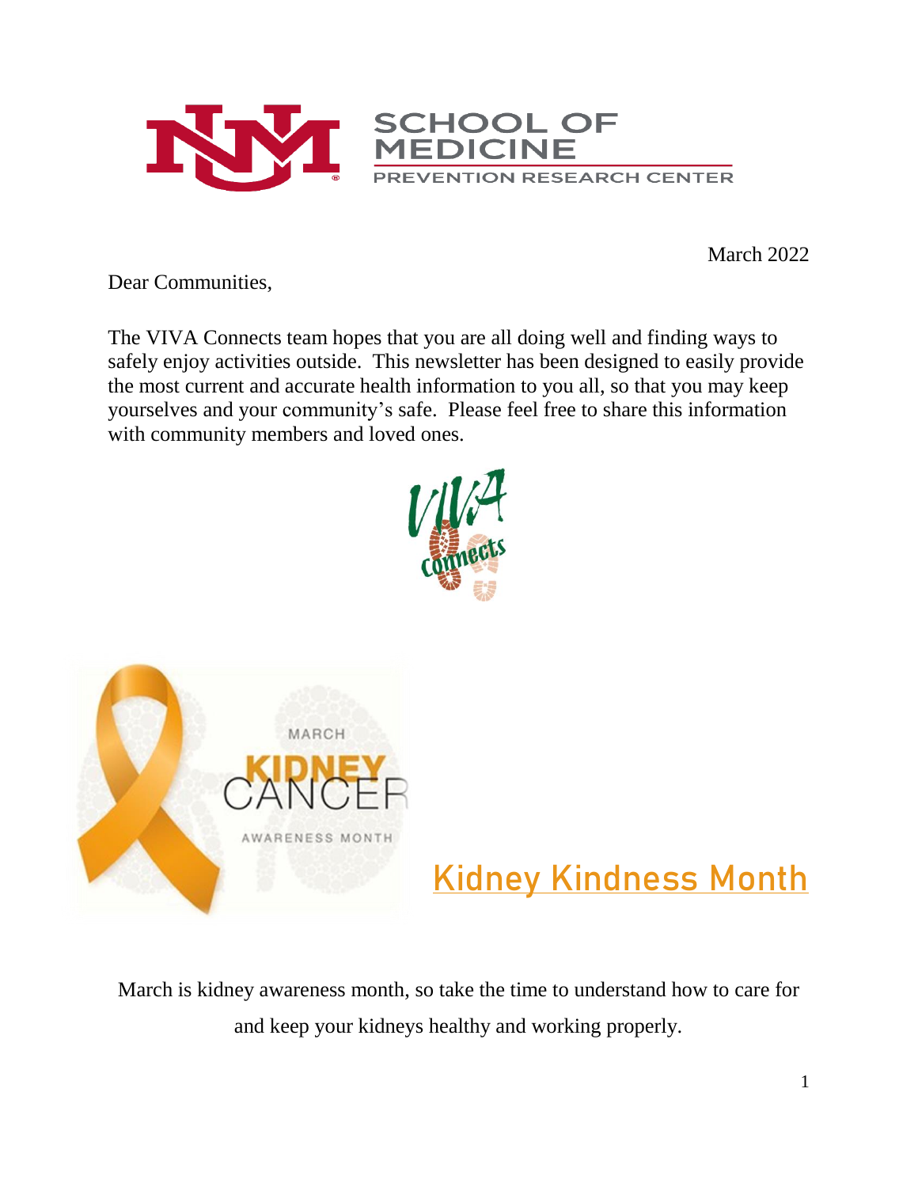SCHOOL OF MEDICINE

PREVENTION RESEARCH CENTER

March 2022

Dear Communities,

The VIVA Connects team hopes that you are all doing well and finding ways to safely enjoy activities outside. This newsletter has been designed to easily provide the most current and accurate health information to you all, so that you may keep yourselves and your community's safe. Please feel free to share this information with community members and loved ones.

MARCH KIDNEY CANCER AWARENESS MONTH

## Kidney Kindness Month

March is kidney awareness month, so take the time to understand how to care for and keep your kidneys healthy and working properly.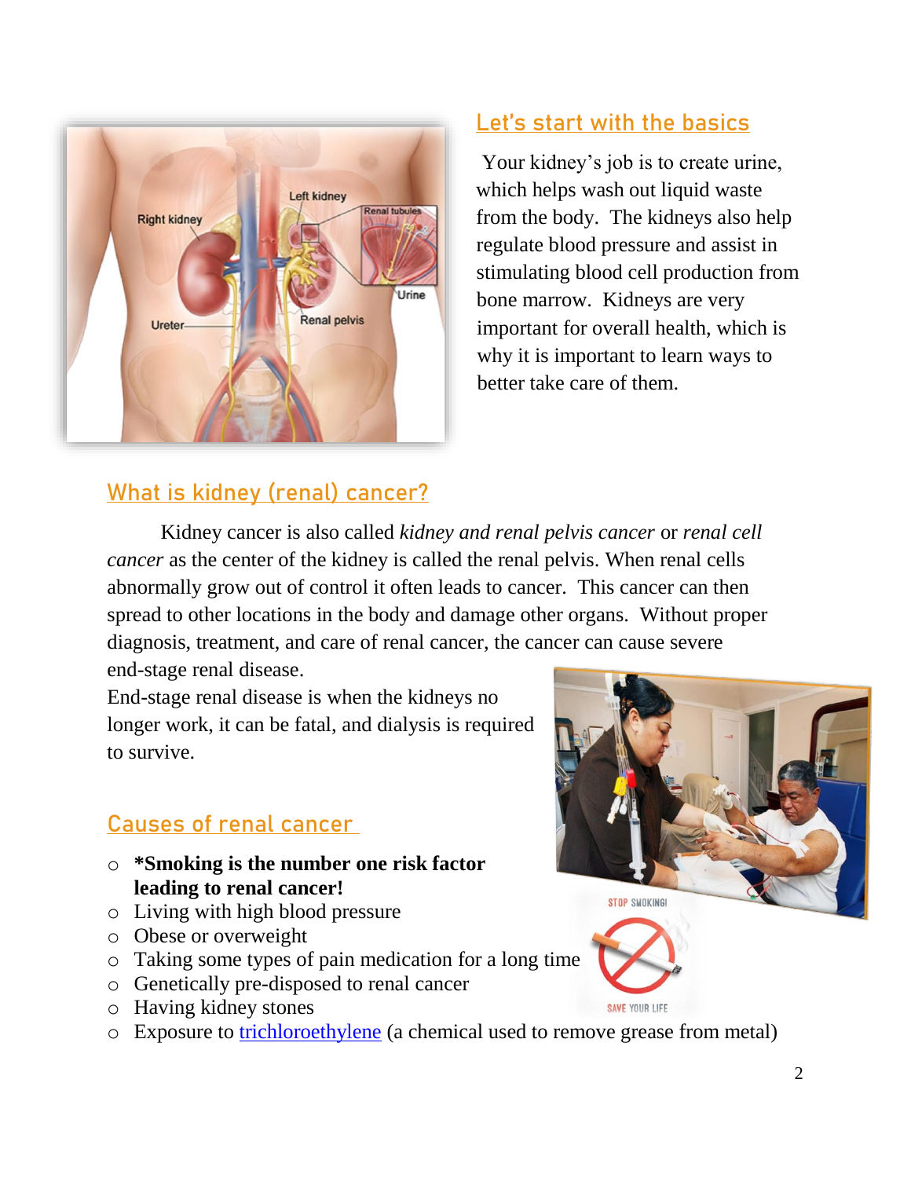## Let's start with the basics

Your kidney's job is to create urine, which helps wash out liquid waste from the body. The kidneys also help regulate blood pressure and assist in stimulating blood cell production from bone marrow. Kidneys are very important for overall health, which is why it is important to learn ways to better take care of them.

## What is kidney (renal) cancer?

Kidney cancer is also called *kidney and renal pelvis cancer* or *renal cell cancer* as the center of the kidney is called the renal pelvis. When renal cells abnormally grow out of control it often leads to cancer. This cancer can then spread to other locations in the body and damage other organs. Without proper diagnosis, treatment, and care of renal cancer, the cancer can cause severe end-stage renal disease.

End-stage renal disease is when the kidneys no longer work, it can be fatal, and dialysis is required to survive.

## Causes of renal cancer

- **\*Smoking is the number one risk factor leading to renal cancer!**
- Living with high blood pressure
- Obese or overweight
- Taking some types of pain medication for a long time
- Genetically pre-disposed to renal cancer
- Having kidney stones
- Exposure to trichloroethylene (a chemical used to remove grease from metal)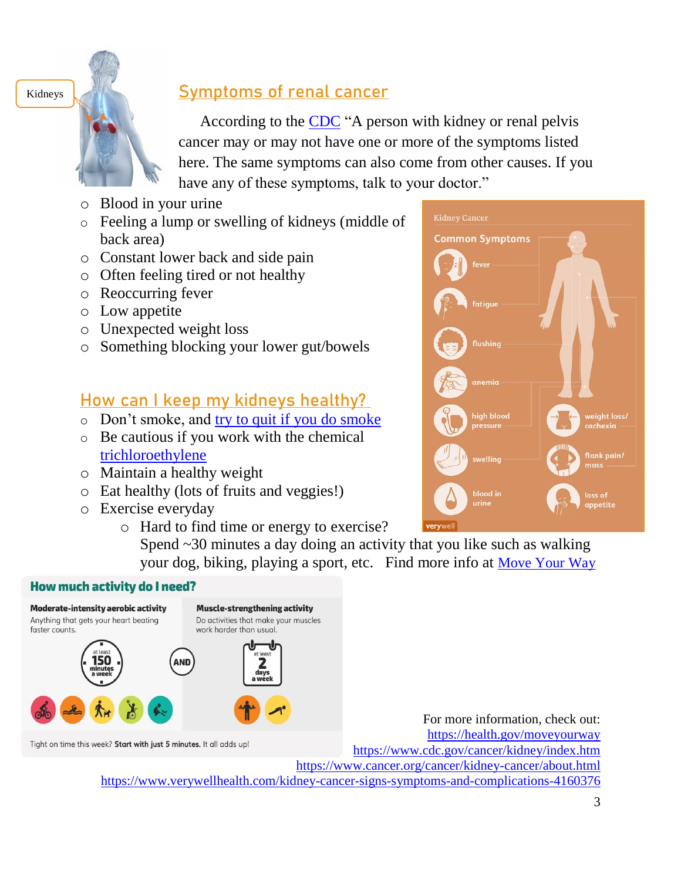Kidneys

## Symptoms of renal cancer

According to the CDC "A person with kidney or renal pelvis cancer may or may not have one or more of the symptoms listed here. The same symptoms can also come from other causes. If you have any of these symptoms, talk to your doctor."

- Blood in your urine
- Feeling a lump or swelling of kidneys (middle of back area)
- Constant lower back and side pain
- Often feeling tired or not healthy
- Reoccurring fever
- Low appetite
- Unexpected weight loss
- Something blocking your lower gut/bowels

Kidney Cancer

**Common Symptoms**

fever

fatigue

flushing

anemia

high blood pressure

swelling

blood in urine

weight loss/ cachexia

flank pain/ mass

loss of appetite

verywell

## How can I keep my kidneys healthy?

- Don't smoke, and try to quit if you do smoke
- Be cautious if you work with the chemical trichloroethylene
- Maintain a healthy weight
- Eat healthy (lots of fruits and veggies!)
- Exercise everyday
  - Hard to find time or energy to exercise? Spend ~30 minutes a day doing an activity that you like such as walking your dog, biking, playing a sport, etc. Find more info at Move Your Way

**How much activity do I need?**

**Moderate-intensity aerobic activity**
Anything that gets your heart beating faster counts.

at least 150 minutes a week

AND

**Muscle-strengthening activity**
Do activities that make your muscles work harder than usual.

at least 2 days a week

Tight on time this week? **Start with just 5 minutes.** It all adds up!

For more information, check out:
https://health.gov/moveyourway
https://www.cdc.gov/cancer/kidney/index.htm
https://www.cancer.org/cancer/kidney-cancer/about.html
https://www.verywellhealth.com/kidney-cancer-signs-symptoms-and-complications-4160376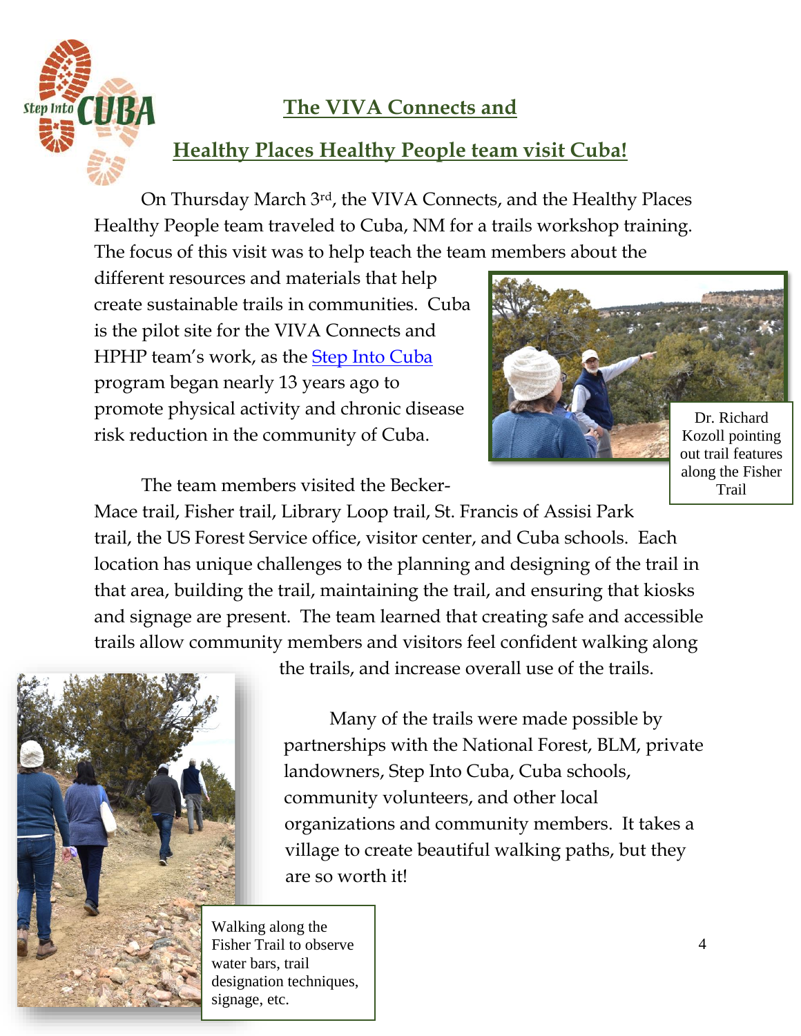## The VIVA Connects and

## Healthy Places Healthy People team visit Cuba!

On Thursday March 3rd, the VIVA Connects, and the Healthy Places Healthy People team traveled to Cuba, NM for a trails workshop training. The focus of this visit was to help teach the team members about the different resources and materials that help create sustainable trails in communities. Cuba is the pilot site for the VIVA Connects and HPHP team's work, as the Step Into Cuba program began nearly 13 years ago to promote physical activity and chronic disease risk reduction in the community of Cuba.

Dr. Richard Kozoll pointing out trail features along the Fisher Trail

The team members visited the Becker-Mace trail, Fisher trail, Library Loop trail, St. Francis of Assisi Park trail, the US Forest Service office, visitor center, and Cuba schools. Each location has unique challenges to the planning and designing of the trail in that area, building the trail, maintaining the trail, and ensuring that kiosks and signage are present. The team learned that creating safe and accessible trails allow community members and visitors feel confident walking along the trails, and increase overall use of the trails.

Many of the trails were made possible by partnerships with the National Forest, BLM, private landowners, Step Into Cuba, Cuba schools, community volunteers, and other local organizations and community members. It takes a village to create beautiful walking paths, but they are so worth it!

Walking along the Fisher Trail to observe water bars, trail designation techniques, signage, etc.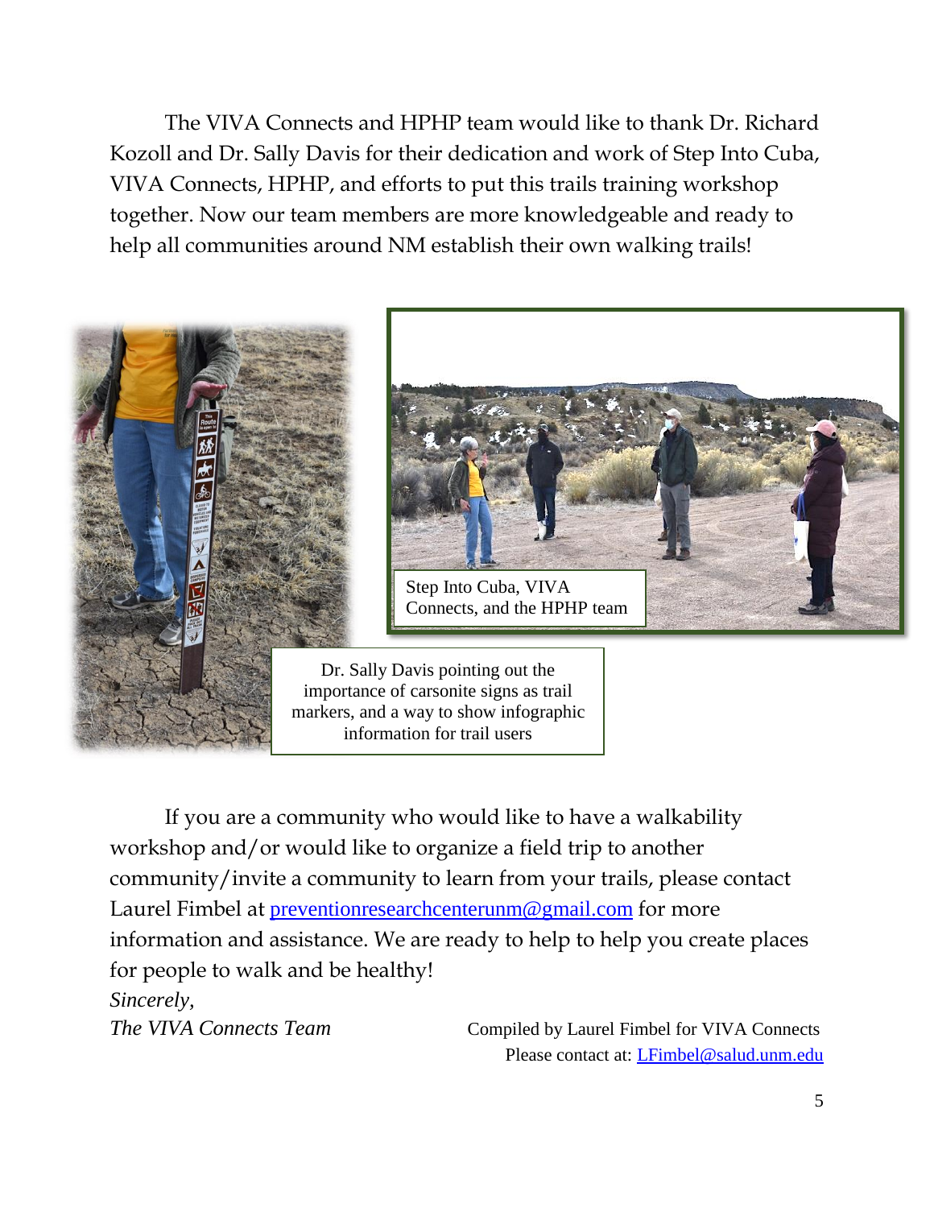The VIVA Connects and HPHP team would like to thank Dr. Richard Kozoll and Dr. Sally Davis for their dedication and work of Step Into Cuba, VIVA Connects, HPHP, and efforts to put this trails training workshop together. Now our team members are more knowledgeable and ready to help all communities around NM establish their own walking trails!

Step Into Cuba, VIVA Connects, and the HPHP team

Dr. Sally Davis pointing out the importance of carsonite signs as trail markers, and a way to show infographic information for trail users

If you are a community who would like to have a walkability workshop and/or would like to organize a field trip to another community/invite a community to learn from your trails, please contact Laurel Fimbel at [preventionresearchcenterunm@gmail.com](mailto:preventionresearchcenterunm@gmail.com) for more information and assistance. We are ready to help to help you create places for people to walk and be healthy!

*Sincerely,*

*The VIVA Connects Team*

Compiled by Laurel Fimbel for VIVA Connects
Please contact at: [LFimbel@salud.unm.edu](mailto:LFimbel@salud.unm.edu)